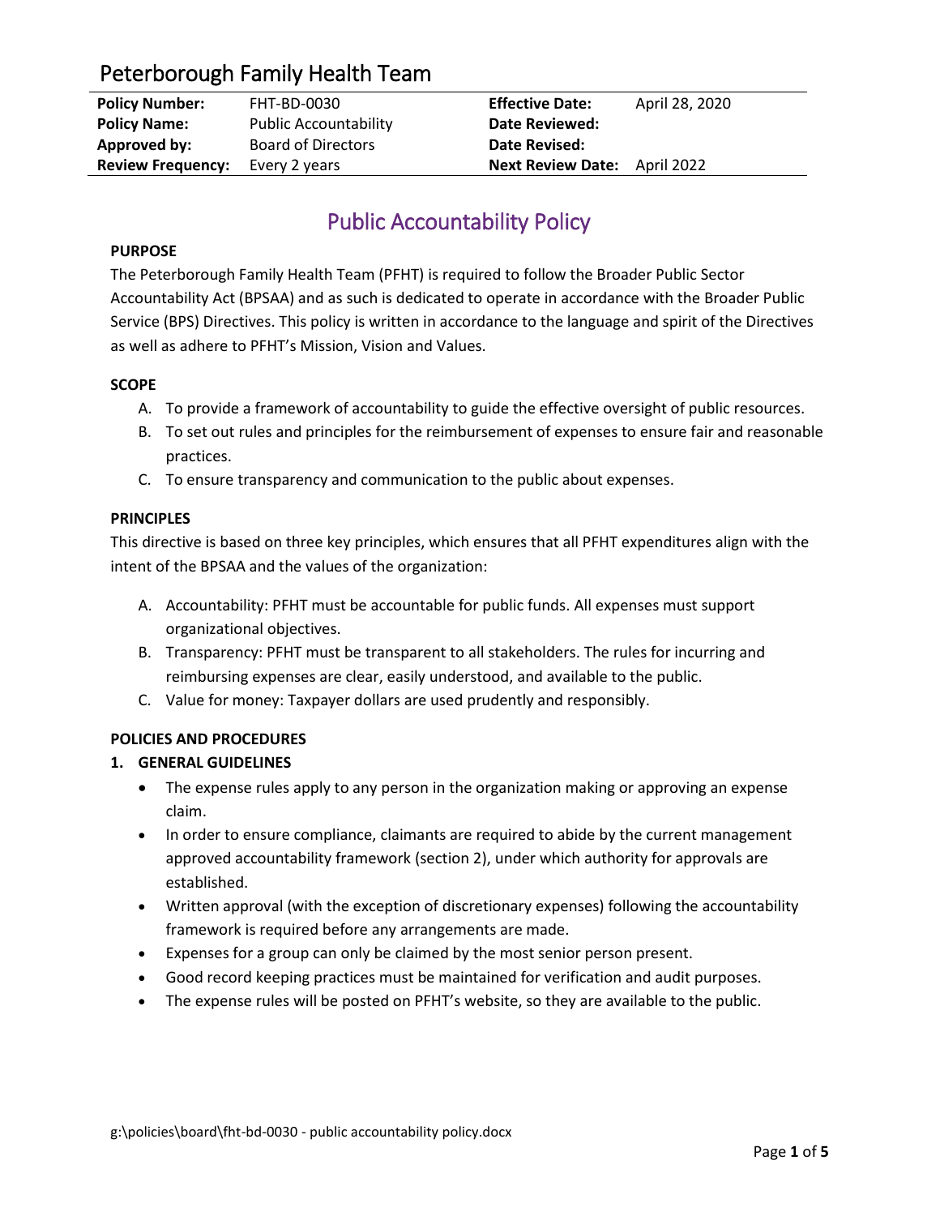# Peterborough Family Health Team

| **Policy Number:** | FHT-BD-0030 | **Effective Date:** | April 28, 2020 |
|---|---|---|---|
| **Policy Name:** | Public Accountability | **Date Reviewed:** | |
| **Approved by:** | Board of Directors | **Date Revised:** | |
| **Review Frequency:** | Every 2 years | **Next Review Date:** | April 2022 |

## Public Accountability Policy

### PURPOSE

The Peterborough Family Health Team (PFHT) is required to follow the Broader Public Sector Accountability Act (BPSAA) and as such is dedicated to operate in accordance with the Broader Public Service (BPS) Directives. This policy is written in accordance to the language and spirit of the Directives as well as adhere to PFHT's Mission, Vision and Values.

### SCOPE

A. To provide a framework of accountability to guide the effective oversight of public resources.
B. To set out rules and principles for the reimbursement of expenses to ensure fair and reasonable practices.
C. To ensure transparency and communication to the public about expenses.

### PRINCIPLES

This directive is based on three key principles, which ensures that all PFHT expenditures align with the intent of the BPSAA and the values of the organization:

A. Accountability: PFHT must be accountable for public funds. All expenses must support organizational objectives.
B. Transparency: PFHT must be transparent to all stakeholders. The rules for incurring and reimbursing expenses are clear, easily understood, and available to the public.
C. Value for money: Taxpayer dollars are used prudently and responsibly.

### POLICIES AND PROCEDURES

#### 1. GENERAL GUIDELINES

- The expense rules apply to any person in the organization making or approving an expense claim.
- In order to ensure compliance, claimants are required to abide by the current management approved accountability framework (section 2), under which authority for approvals are established.
- Written approval (with the exception of discretionary expenses) following the accountability framework is required before any arrangements are made.
- Expenses for a group can only be claimed by the most senior person present.
- Good record keeping practices must be maintained for verification and audit purposes.
- The expense rules will be posted on PFHT's website, so they are available to the public.

g:\policies\board\fht-bd-0030 - public accountability policy.docx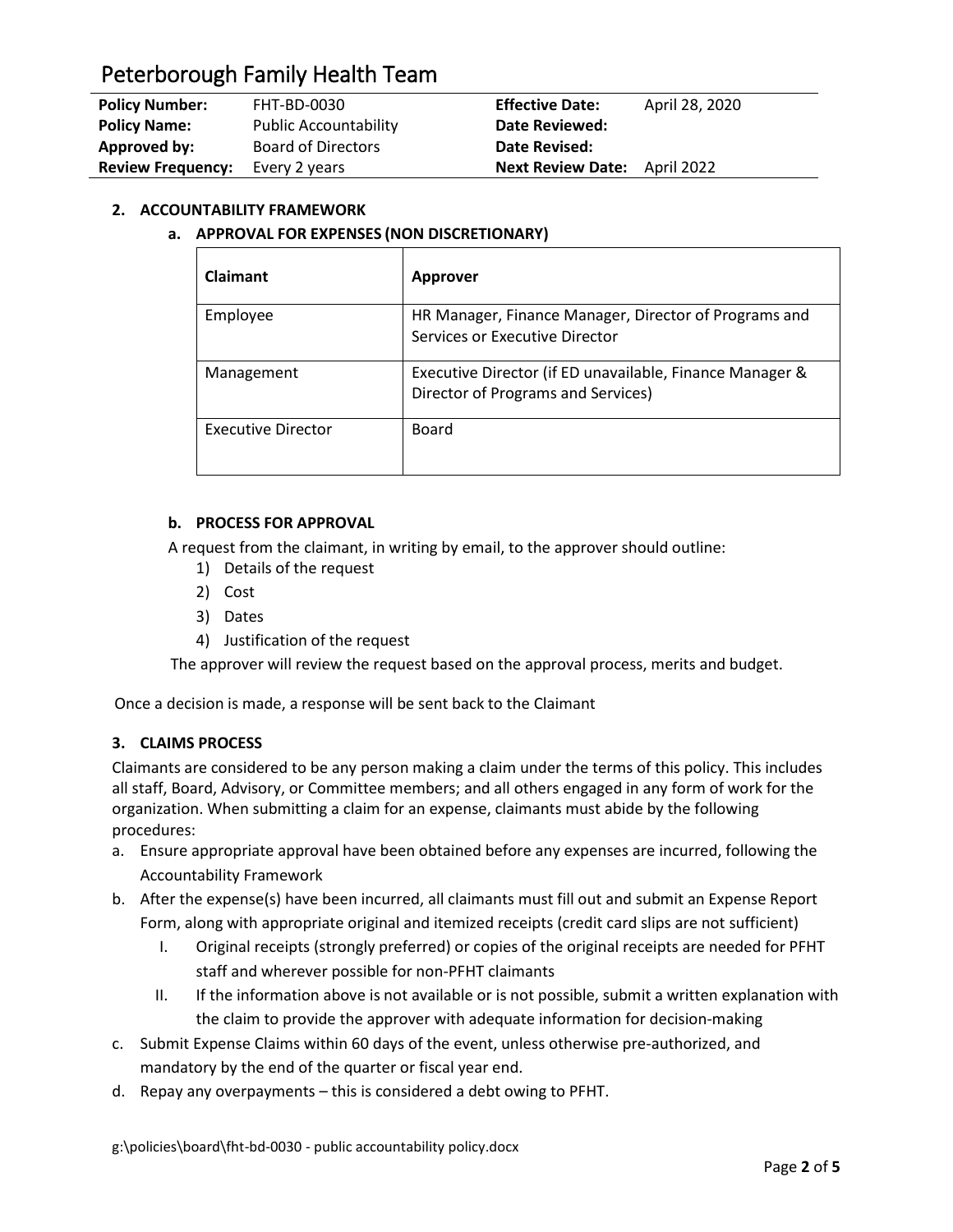| **Policy Number:** | FHT-BD-0030 | **Effective Date:** | April 28, 2020 |
|---|---|---|---|
| **Policy Name:** | Public Accountability | **Date Reviewed:** | |
| **Approved by:** | Board of Directors | **Date Revised:** | |
| **Review Frequency:** | Every 2 years | **Next Review Date:** | April 2022 |

## 2. ACCOUNTABILITY FRAMEWORK

### a. APPROVAL FOR EXPENSES (NON DISCRETIONARY)

| Claimant | Approver |
|---|---|
| Employee | HR Manager, Finance Manager, Director of Programs and Services or Executive Director |
| Management | Executive Director (if ED unavailable, Finance Manager & Director of Programs and Services) |
| Executive Director | Board |

### b. PROCESS FOR APPROVAL

A request from the claimant, in writing by email, to the approver should outline:

1) Details of the request
2) Cost
3) Dates
4) Justification of the request

The approver will review the request based on the approval process, merits and budget.

Once a decision is made, a response will be sent back to the Claimant

## 3. CLAIMS PROCESS

Claimants are considered to be any person making a claim under the terms of this policy. This includes all staff, Board, Advisory, or Committee members; and all others engaged in any form of work for the organization. When submitting a claim for an expense, claimants must abide by the following procedures:

a. Ensure appropriate approval have been obtained before any expenses are incurred, following the Accountability Framework
b. After the expense(s) have been incurred, all claimants must fill out and submit an Expense Report Form, along with appropriate original and itemized receipts (credit card slips are not sufficient)
   I. Original receipts (strongly preferred) or copies of the original receipts are needed for PFHT staff and wherever possible for non-PFHT claimants
   II. If the information above is not available or is not possible, submit a written explanation with the claim to provide the approver with adequate information for decision-making
c. Submit Expense Claims within 60 days of the event, unless otherwise pre-authorized, and mandatory by the end of the quarter or fiscal year end.
d. Repay any overpayments – this is considered a debt owing to PFHT.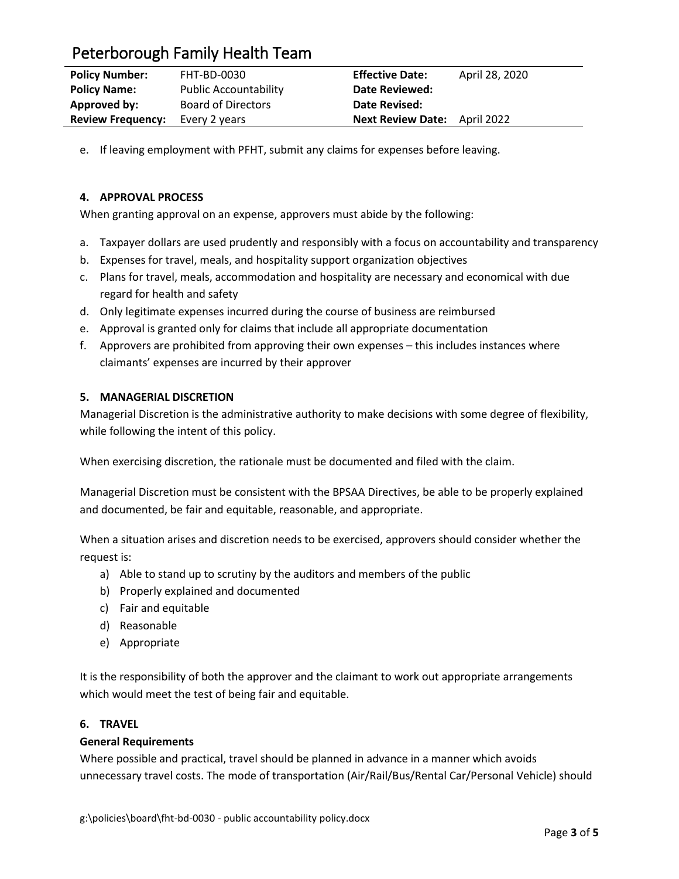e. If leaving employment with PFHT, submit any claims for expenses before leaving.

### 4. APPROVAL PROCESS

When granting approval on an expense, approvers must abide by the following:

a. Taxpayer dollars are used prudently and responsibly with a focus on accountability and transparency
b. Expenses for travel, meals, and hospitality support organization objectives
c. Plans for travel, meals, accommodation and hospitality are necessary and economical with due regard for health and safety
d. Only legitimate expenses incurred during the course of business are reimbursed
e. Approval is granted only for claims that include all appropriate documentation
f. Approvers are prohibited from approving their own expenses – this includes instances where claimants' expenses are incurred by their approver

### 5. MANAGERIAL DISCRETION

Managerial Discretion is the administrative authority to make decisions with some degree of flexibility, while following the intent of this policy.

When exercising discretion, the rationale must be documented and filed with the claim.

Managerial Discretion must be consistent with the BPSAA Directives, be able to be properly explained and documented, be fair and equitable, reasonable, and appropriate.

When a situation arises and discretion needs to be exercised, approvers should consider whether the request is:

a) Able to stand up to scrutiny by the auditors and members of the public
b) Properly explained and documented
c) Fair and equitable
d) Reasonable
e) Appropriate

It is the responsibility of both the approver and the claimant to work out appropriate arrangements which would meet the test of being fair and equitable.

### 6. TRAVEL

**General Requirements**

Where possible and practical, travel should be planned in advance in a manner which avoids unnecessary travel costs. The mode of transportation (Air/Rail/Bus/Rental Car/Personal Vehicle) should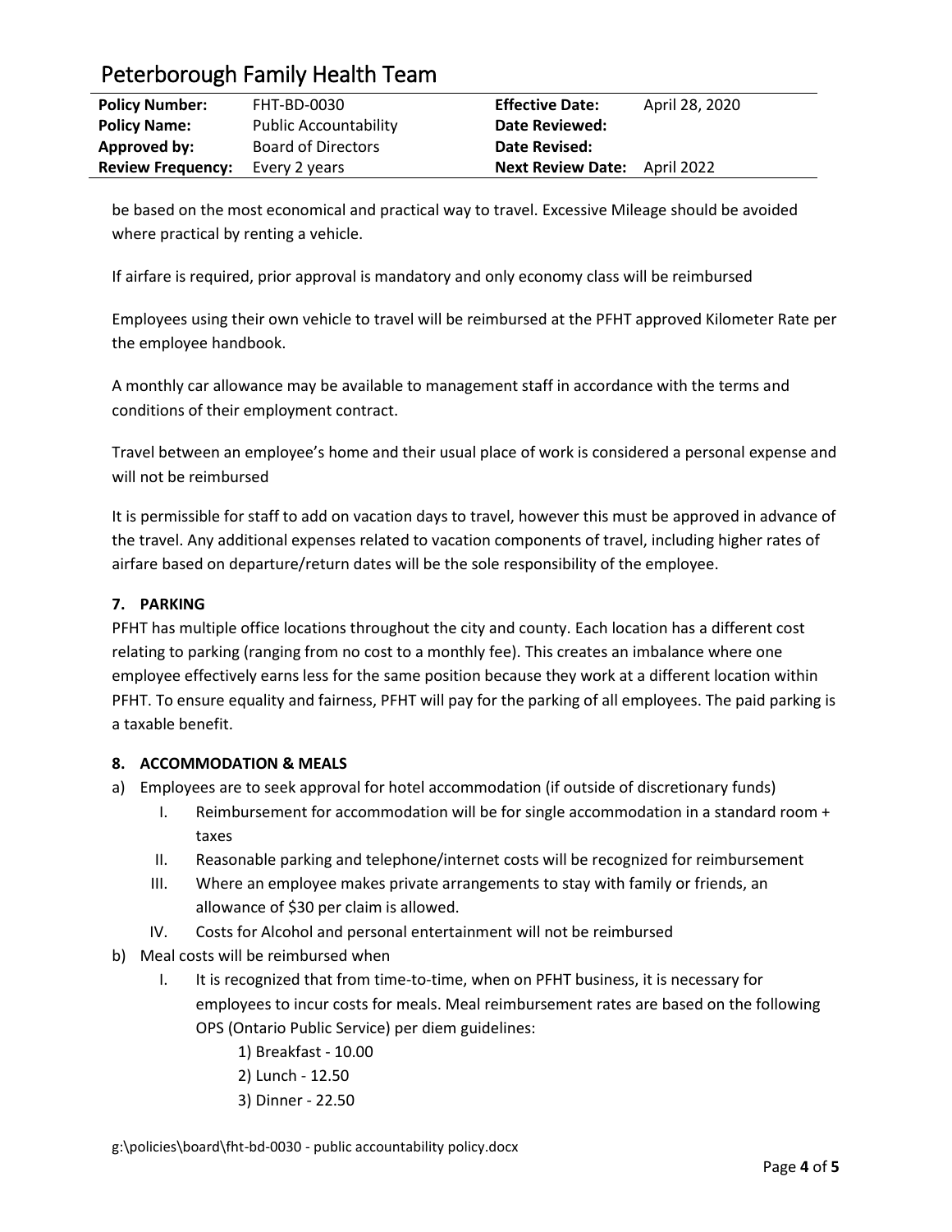be based on the most economical and practical way to travel. Excessive Mileage should be avoided where practical by renting a vehicle.

If airfare is required, prior approval is mandatory and only economy class will be reimbursed

Employees using their own vehicle to travel will be reimbursed at the PFHT approved Kilometer Rate per the employee handbook.

A monthly car allowance may be available to management staff in accordance with the terms and conditions of their employment contract.

Travel between an employee's home and their usual place of work is considered a personal expense and will not be reimbursed

It is permissible for staff to add on vacation days to travel, however this must be approved in advance of the travel. Any additional expenses related to vacation components of travel, including higher rates of airfare based on departure/return dates will be the sole responsibility of the employee.

**7. PARKING**

PFHT has multiple office locations throughout the city and county. Each location has a different cost relating to parking (ranging from no cost to a monthly fee). This creates an imbalance where one employee effectively earns less for the same position because they work at a different location within PFHT. To ensure equality and fairness, PFHT will pay for the parking of all employees. The paid parking is a taxable benefit.

**8. ACCOMMODATION & MEALS**

a) Employees are to seek approval for hotel accommodation (if outside of discretionary funds)
   I. Reimbursement for accommodation will be for single accommodation in a standard room + taxes
   II. Reasonable parking and telephone/internet costs will be recognized for reimbursement
   III. Where an employee makes private arrangements to stay with family or friends, an allowance of $30 per claim is allowed.
   IV. Costs for Alcohol and personal entertainment will not be reimbursed

b) Meal costs will be reimbursed when
   I. It is recognized that from time-to-time, when on PFHT business, it is necessary for employees to incur costs for meals. Meal reimbursement rates are based on the following OPS (Ontario Public Service) per diem guidelines:
      1) Breakfast - 10.00
      2) Lunch - 12.50
      3) Dinner - 22.50

g:\policies\board\fht-bd-0030 - public accountability policy.docx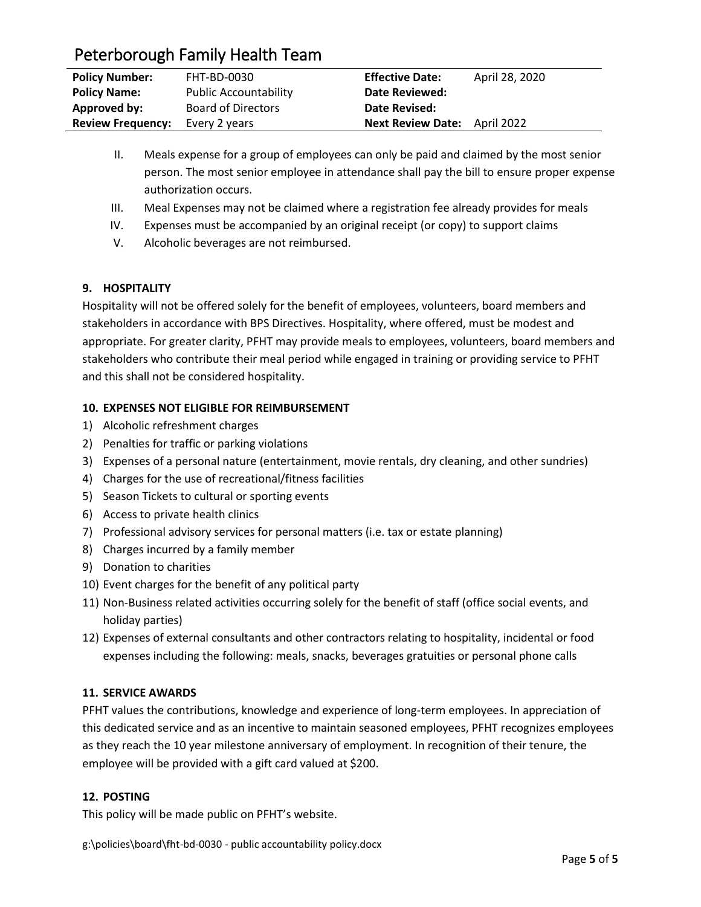II. Meals expense for a group of employees can only be paid and claimed by the most senior person. The most senior employee in attendance shall pay the bill to ensure proper expense authorization occurs.

III. Meal Expenses may not be claimed where a registration fee already provides for meals

IV. Expenses must be accompanied by an original receipt (or copy) to support claims

V. Alcoholic beverages are not reimbursed.

### 9. HOSPITALITY

Hospitality will not be offered solely for the benefit of employees, volunteers, board members and stakeholders in accordance with BPS Directives. Hospitality, where offered, must be modest and appropriate. For greater clarity, PFHT may provide meals to employees, volunteers, board members and stakeholders who contribute their meal period while engaged in training or providing service to PFHT and this shall not be considered hospitality.

### 10. EXPENSES NOT ELIGIBLE FOR REIMBURSEMENT

1) Alcoholic refreshment charges
2) Penalties for traffic or parking violations
3) Expenses of a personal nature (entertainment, movie rentals, dry cleaning, and other sundries)
4) Charges for the use of recreational/fitness facilities
5) Season Tickets to cultural or sporting events
6) Access to private health clinics
7) Professional advisory services for personal matters (i.e. tax or estate planning)
8) Charges incurred by a family member
9) Donation to charities
10) Event charges for the benefit of any political party
11) Non-Business related activities occurring solely for the benefit of staff (office social events, and holiday parties)
12) Expenses of external consultants and other contractors relating to hospitality, incidental or food expenses including the following: meals, snacks, beverages gratuities or personal phone calls

### 11. SERVICE AWARDS

PFHT values the contributions, knowledge and experience of long-term employees. In appreciation of this dedicated service and as an incentive to maintain seasoned employees, PFHT recognizes employees as they reach the 10 year milestone anniversary of employment. In recognition of their tenure, the employee will be provided with a gift card valued at $200.

### 12. POSTING

This policy will be made public on PFHT's website.